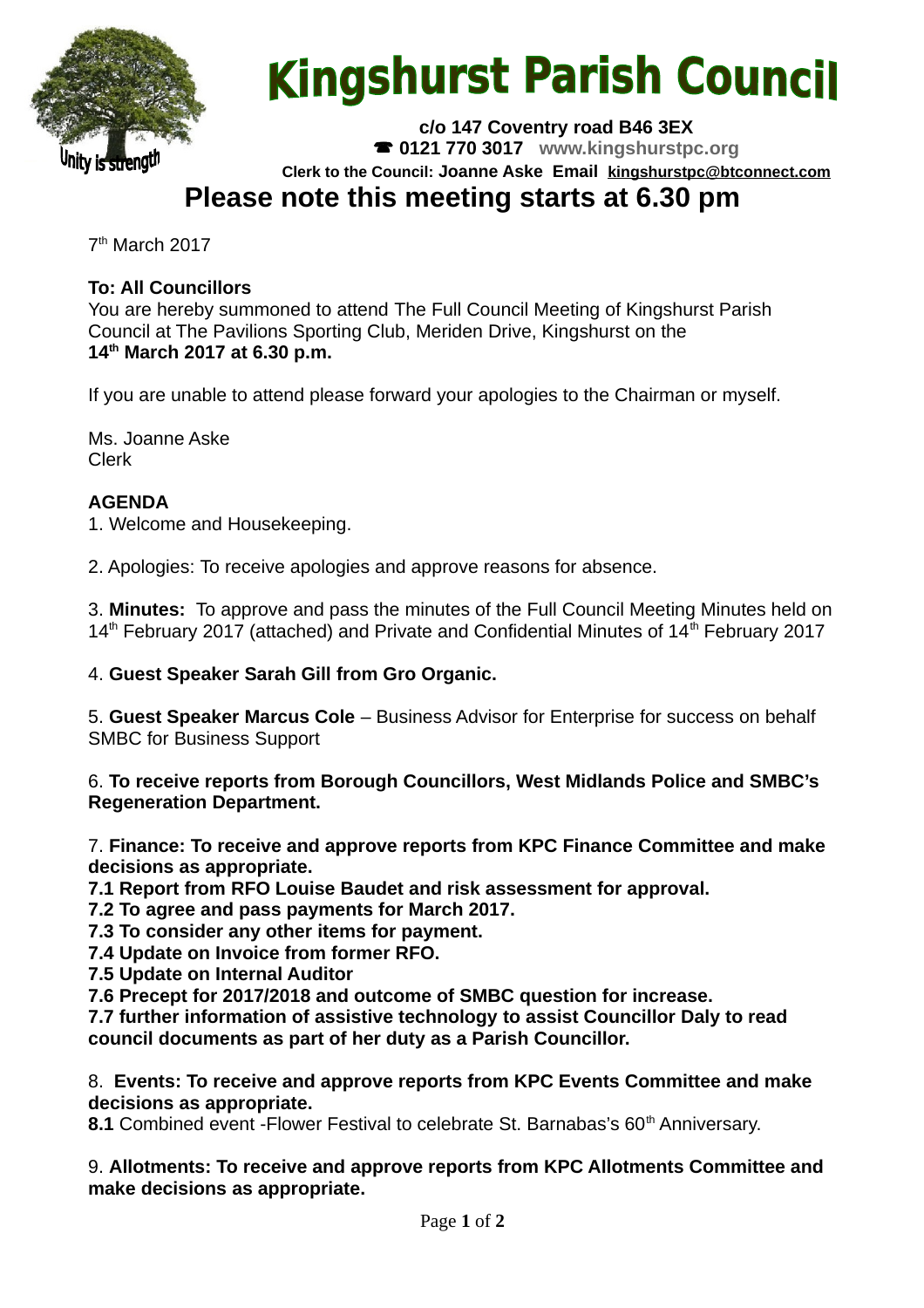# Kingshurst Parish Council

Unity is strength

**c/o 147 Coventry road B46 3EX**
☎ **0121 770 3017** **www.kingshurstpc.org**
**Clerk to the Council: Joanne Aske Email kingshurstpc@btconnect.com**

## Please note this meeting starts at 6.30 pm

7th March 2017

**To: All Councillors**
You are hereby summoned to attend The Full Council Meeting of Kingshurst Parish Council at The Pavilions Sporting Club, Meriden Drive, Kingshurst on the
**14th March 2017 at 6.30 p.m.**

If you are unable to attend please forward your apologies to the Chairman or myself.

Ms. Joanne Aske
Clerk

**AGENDA**

1. Welcome and Housekeeping.

2. Apologies: To receive apologies and approve reasons for absence.

3. **Minutes:** To approve and pass the minutes of the Full Council Meeting Minutes held on 14th February 2017 (attached) and Private and Confidential Minutes of 14th February 2017

4. **Guest Speaker Sarah Gill from Gro Organic.**

5. **Guest Speaker Marcus Cole** – Business Advisor for Enterprise for success on behalf SMBC for Business Support

6. **To receive reports from Borough Councillors, West Midlands Police and SMBC's Regeneration Department.**

7. **Finance: To receive and approve reports from KPC Finance Committee and make decisions as appropriate.**
**7.1 Report from RFO Louise Baudet and risk assessment for approval.**
**7.2 To agree and pass payments for March 2017.**
**7.3 To consider any other items for payment.**
**7.4 Update on Invoice from former RFO.**
**7.5 Update on Internal Auditor**
**7.6 Precept for 2017/2018 and outcome of SMBC question for increase.**
**7.7 further information of assistive technology to assist Councillor Daly to read council documents as part of her duty as a Parish Councillor.**

8. **Events: To receive and approve reports from KPC Events Committee and make decisions as appropriate.**
**8.1** Combined event -Flower Festival to celebrate St. Barnabas's 60th Anniversary.

9. **Allotments: To receive and approve reports from KPC Allotments Committee and make decisions as appropriate.**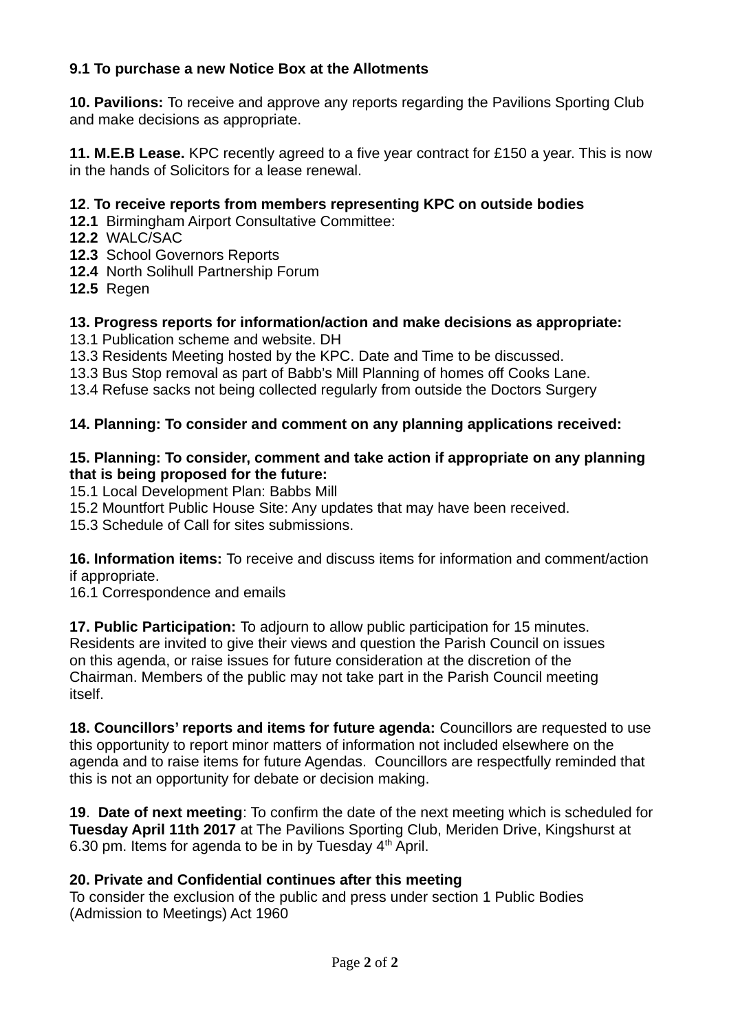**9.1 To purchase a new Notice Box at the Allotments**

**10. Pavilions:** To receive and approve any reports regarding the Pavilions Sporting Club and make decisions as appropriate.

**11. M.E.B Lease.** KPC recently agreed to a five year contract for £150 a year. This is now in the hands of Solicitors for a lease renewal.

**12**. **To receive reports from members representing KPC on outside bodies**
**12.1** Birmingham Airport Consultative Committee:
**12.2** WALC/SAC
**12.3** School Governors Reports
**12.4** North Solihull Partnership Forum
**12.5** Regen

**13. Progress reports for information/action and make decisions as appropriate:**
13.1 Publication scheme and website. DH
13.3 Residents Meeting hosted by the KPC. Date and Time to be discussed.
13.3 Bus Stop removal as part of Babb's Mill Planning of homes off Cooks Lane.
13.4 Refuse sacks not being collected regularly from outside the Doctors Surgery

**14. Planning: To consider and comment on any planning applications received:**

**15. Planning: To consider, comment and take action if appropriate on any planning that is being proposed for the future:**
15.1 Local Development Plan: Babbs Mill
15.2 Mountfort Public House Site: Any updates that may have been received.
15.3 Schedule of Call for sites submissions.

**16. Information items:** To receive and discuss items for information and comment/action if appropriate.
16.1 Correspondence and emails

**17. Public Participation:** To adjourn to allow public participation for 15 minutes. Residents are invited to give their views and question the Parish Council on issues on this agenda, or raise issues for future consideration at the discretion of the Chairman. Members of the public may not take part in the Parish Council meeting itself.

**18. Councillors' reports and items for future agenda:** Councillors are requested to use this opportunity to report minor matters of information not included elsewhere on the agenda and to raise items for future Agendas. Councillors are respectfully reminded that this is not an opportunity for debate or decision making.

**19**. **Date of next meeting**: To confirm the date of the next meeting which is scheduled for **Tuesday April 11th 2017** at The Pavilions Sporting Club, Meriden Drive, Kingshurst at 6.30 pm. Items for agenda to be in by Tuesday 4th April.

**20. Private and Confidential continues after this meeting**
To consider the exclusion of the public and press under section 1 Public Bodies (Admission to Meetings) Act 1960